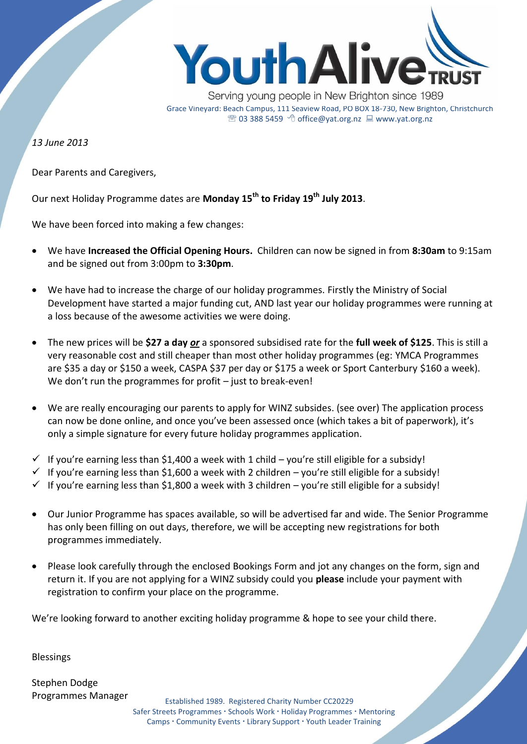# YouthAlive TRUST

Serving young people in New Brighton since 1989

Grace Vineyard: Beach Campus, 111 Seaview Road, PO BOX 18-730, New Brighton, Christchurch
☎ 03 388 5459 office@yat.org.nz www.yat.org.nz

*13 June 2013*

Dear Parents and Caregivers,

Our next Holiday Programme dates are **Monday 15th to Friday 19th July 2013**.

We have been forced into making a few changes:

- We have **Increased the Official Opening Hours.** Children can now be signed in from **8:30am** to 9:15am and be signed out from 3:00pm to **3:30pm**.

- We have had to increase the charge of our holiday programmes. Firstly the Ministry of Social Development have started a major funding cut, AND last year our holiday programmes were running at a loss because of the awesome activities we were doing.

- The new prices will be **$27 a day** ***or*** a sponsored subsidised rate for the **full week of $125**. This is still a very reasonable cost and still cheaper than most other holiday programmes (eg: YMCA Programmes are $35 a day or $150 a week, CASPA $37 per day or $175 a week or Sport Canterbury $160 a week). We don't run the programmes for profit – just to break-even!

- We are really encouraging our parents to apply for WINZ subsides. (see over) The application process can now be done online, and once you've been assessed once (which takes a bit of paperwork), it's only a simple signature for every future holiday programmes application.

✓ If you're earning less than $1,400 a week with 1 child – you're still eligible for a subsidy!
✓ If you're earning less than $1,600 a week with 2 children – you're still eligible for a subsidy!
✓ If you're earning less than $1,800 a week with 3 children – you're still eligible for a subsidy!

- Our Junior Programme has spaces available, so will be advertised far and wide. The Senior Programme has only been filling on out days, therefore, we will be accepting new registrations for both programmes immediately.

- Please look carefully through the enclosed Bookings Form and jot any changes on the form, sign and return it. If you are not applying for a WINZ subsidy could you **please** include your payment with registration to confirm your place on the programme.

We're looking forward to another exciting holiday programme & hope to see your child there.

Blessings

Stephen Dodge
Programmes Manager

Established 1989. Registered Charity Number CC20229
Safer Streets Programmes · Schools Work · Holiday Programmes · Mentoring
Camps · Community Events · Library Support · Youth Leader Training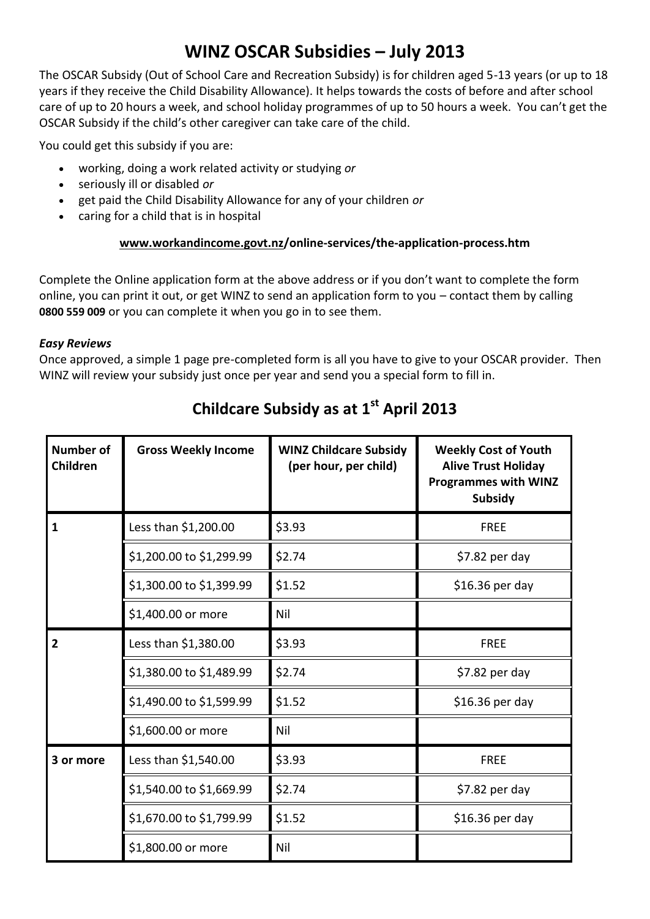# WINZ OSCAR Subsidies – July 2013

The OSCAR Subsidy (Out of School Care and Recreation Subsidy) is for children aged 5-13 years (or up to 18 years if they receive the Child Disability Allowance). It helps towards the costs of before and after school care of up to 20 hours a week, and school holiday programmes of up to 50 hours a week. You can't get the OSCAR Subsidy if the child's other caregiver can take care of the child.

You could get this subsidy if you are:

- working, doing a work related activity or studying *or*
- seriously ill or disabled *or*
- get paid the Child Disability Allowance for any of your children *or*
- caring for a child that is in hospital

**www.workandincome.govt.nz/online-services/the-application-process.htm**

Complete the Online application form at the above address or if you don't want to complete the form online, you can print it out, or get WINZ to send an application form to you – contact them by calling **0800 559 009** or you can complete it when you go in to see them.

***Easy Reviews***

Once approved, a simple 1 page pre-completed form is all you have to give to your OSCAR provider. Then WINZ will review your subsidy just once per year and send you a special form to fill in.

## Childcare Subsidy as at 1st April 2013

| Number of Children | Gross Weekly Income | WINZ Childcare Subsidy (per hour, per child) | Weekly Cost of Youth Alive Trust Holiday Programmes with WINZ Subsidy |
|---|---|---|---|
| 1 | Less than $1,200.00 | $3.93 | FREE |
| | $1,200.00 to $1,299.99 | $2.74 | $7.82 per day |
| | $1,300.00 to $1,399.99 | $1.52 | $16.36 per day |
| | $1,400.00 or more | Nil | |
| 2 | Less than $1,380.00 | $3.93 | FREE |
| | $1,380.00 to $1,489.99 | $2.74 | $7.82 per day |
| | $1,490.00 to $1,599.99 | $1.52 | $16.36 per day |
| | $1,600.00 or more | Nil | |
| 3 or more | Less than $1,540.00 | $3.93 | FREE |
| | $1,540.00 to $1,669.99 | $2.74 | $7.82 per day |
| | $1,670.00 to $1,799.99 | $1.52 | $16.36 per day |
| | $1,800.00 or more | Nil | |